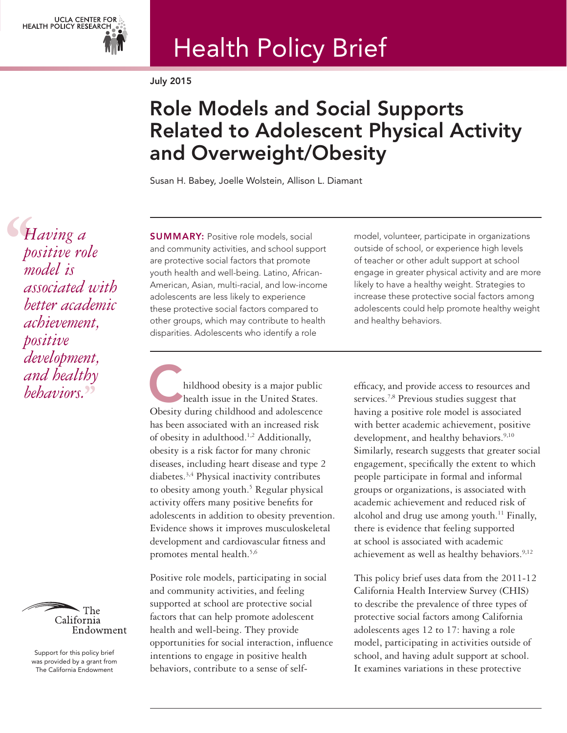UCLA CENTER FOR HEALTH POLICY RESEARCH

# Health Policy Brief

July 2015

## Role Models and Social Supports Related to Adolescent Physical Activity and Overweight/Obesity

Susan H. Babey, Joelle Wolstein, Allison L. Diamant

*"Having a positive role model is associated with better academic achievement, positive development, and healthy behaviors."*

**SUMMARY:** Positive role models, social and community activities, and school support are protective social factors that promote youth health and well-being. Latino, African-American, Asian, multi-racial, and low-income adolescents are less likely to experience these protective social factors compared to other groups, which may contribute to health disparities. Adolescents who identify a role model, volunteer, participate in organizations outside of school, or experience high levels of teacher or other adult support at school engage in greater physical activity and are more likely to have a healthy weight. Strategies to increase these protective social factors among adolescents could help promote healthy weight and healthy behaviors.

Childhood obesity is a major public health issue in the United States. Obesity during childhood and adolescence has been associated with an increased risk of obesity in adulthood.[1,2] Additionally, obesity is a risk factor for many chronic diseases, including heart disease and type 2 diabetes.[3,4] Physical inactivity contributes to obesity among youth.[5] Regular physical activity offers many positive benefits for adolescents in addition to obesity prevention. Evidence shows it improves musculoskeletal development and cardiovascular fitness and promotes mental health.[5,6]

Positive role models, participating in social and community activities, and feeling supported at school are protective social factors that can help promote adolescent health and well-being. They provide opportunities for social interaction, influence intentions to engage in positive health behaviors, contribute to a sense of self-efficacy, and provide access to resources and services.[7,8] Previous studies suggest that having a positive role model is associated with better academic achievement, positive development, and healthy behaviors.[9,10] Similarly, research suggests that greater social engagement, specifically the extent to which people participate in formal and informal groups or organizations, is associated with academic achievement and reduced risk of alcohol and drug use among youth.[11] Finally, there is evidence that feeling supported at school is associated with academic achievement as well as healthy behaviors.[9,12]

This policy brief uses data from the 2011-12 California Health Interview Survey (CHIS) to describe the prevalence of three types of protective social factors among California adolescents ages 12 to 17: having a role model, participating in activities outside of school, and having adult support at school. It examines variations in these protective

The California Endowment

Support for this policy brief was provided by a grant from The California Endowment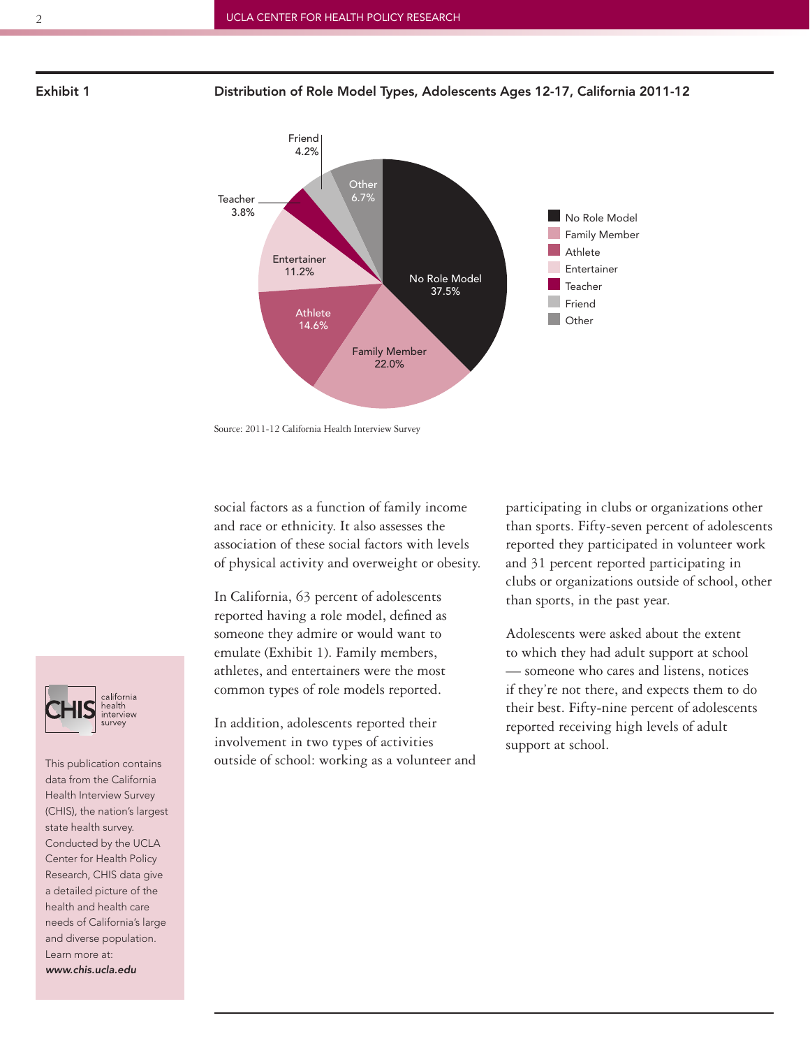**Exhibit 1**

**Distribution of Role Model Types, Adolescents Ages 12-17, California 2011-12**

No Role Model 37.5%
Family Member 22.0%
Athlete 14.6%
Entertainer 11.2%
Teacher 3.8%
Friend 4.2%
Other 6.7%

No Role Model
Family Member
Athlete
Entertainer
Teacher
Friend
Other

Source: 2011-12 California Health Interview Survey

social factors as a function of family income and race or ethnicity. It also assesses the association of these social factors with levels of physical activity and overweight or obesity.

In California, 63 percent of adolescents reported having a role model, defined as someone they admire or would want to emulate (Exhibit 1). Family members, athletes, and entertainers were the most common types of role models reported.

In addition, adolescents reported their involvement in two types of activities outside of school: working as a volunteer and participating in clubs or organizations other than sports. Fifty-seven percent of adolescents reported they participated in volunteer work and 31 percent reported participating in clubs or organizations outside of school, other than sports, in the past year.

Adolescents were asked about the extent to which they had adult support at school — someone who cares and listens, notices if they're not there, and expects them to do their best. Fifty-nine percent of adolescents reported receiving high levels of adult support at school.

CHIS california health interview survey

This publication contains data from the California Health Interview Survey (CHIS), the nation's largest state health survey. Conducted by the UCLA Center for Health Policy Research, CHIS data give a detailed picture of the health and health care needs of California's large and diverse population. Learn more at: ***www.chis.ucla.edu***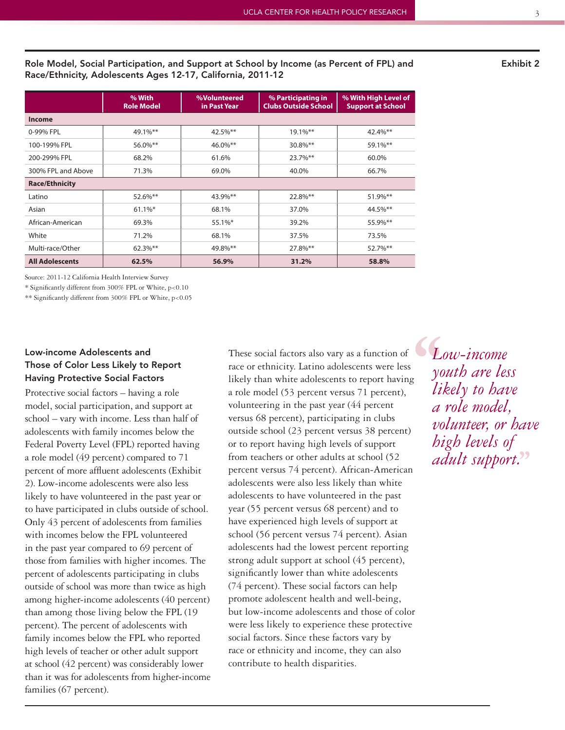**Exhibit 2**

**Role Model, Social Participation, and Support at School by Income (as Percent of FPL) and Race/Ethnicity, Adolescents Ages 12-17, California, 2011-12**

| | % With Role Model | %Volunteered in Past Year | % Participating in Clubs Outside School | % With High Level of Support at School |
|---|---|---|---|---|
| **Income** | | | | |
| 0-99% FPL | 49.1%** | 42.5%** | 19.1%** | 42.4%** |
| 100-199% FPL | 56.0%** | 46.0%** | 30.8%** | 59.1%** |
| 200-299% FPL | 68.2% | 61.6% | 23.7%** | 60.0% |
| 300% FPL and Above | 71.3% | 69.0% | 40.0% | 66.7% |
| **Race/Ethnicity** | | | | |
| Latino | 52.6%** | 43.9%** | 22.8%** | 51.9%** |
| Asian | 61.1%* | 68.1% | 37.0% | 44.5%** |
| African-American | 69.3% | 55.1%* | 39.2% | 55.9%** |
| White | 71.2% | 68.1% | 37.5% | 73.5% |
| Multi-race/Other | 62.3%** | 49.8%** | 27.8%** | 52.7%** |
| **All Adolescents** | **62.5%** | **56.9%** | **31.2%** | **58.8%** |

Source: 2011-12 California Health Interview Survey

* Significantly different from 300% FPL or White, p<0.10

** Significantly different from 300% FPL or White, p<0.05

### Low-income Adolescents and Those of Color Less Likely to Report Having Protective Social Factors

Protective social factors – having a role model, social participation, and support at school – vary with income. Less than half of adolescents with family incomes below the Federal Poverty Level (FPL) reported having a role model (49 percent) compared to 71 percent of more affluent adolescents (Exhibit 2). Low-income adolescents were also less likely to have volunteered in the past year or to have participated in clubs outside of school. Only 43 percent of adolescents from families with incomes below the FPL volunteered in the past year compared to 69 percent of those from families with higher incomes. The percent of adolescents participating in clubs outside of school was more than twice as high among higher-income adolescents (40 percent) than among those living below the FPL (19 percent). The percent of adolescents with family incomes below the FPL who reported high levels of teacher or other adult support at school (42 percent) was considerably lower than it was for adolescents from higher-income families (67 percent).

These social factors also vary as a function of race or ethnicity. Latino adolescents were less likely than white adolescents to report having a role model (53 percent versus 71 percent), volunteering in the past year (44 percent versus 68 percent), participating in clubs outside school (23 percent versus 38 percent) or to report having high levels of support from teachers or other adults at school (52 percent versus 74 percent). African-American adolescents were also less likely than white adolescents to have volunteered in the past year (55 percent versus 68 percent) and to have experienced high levels of support at school (56 percent versus 74 percent). Asian adolescents had the lowest percent reporting strong adult support at school (45 percent), significantly lower than white adolescents (74 percent). These social factors can help promote adolescent health and well-being, but low-income adolescents and those of color were less likely to experience these protective social factors. Since these factors vary by race or ethnicity and income, they can also contribute to health disparities.

> *"Low-income youth are less likely to have a role model, volunteer, or have high levels of adult support."*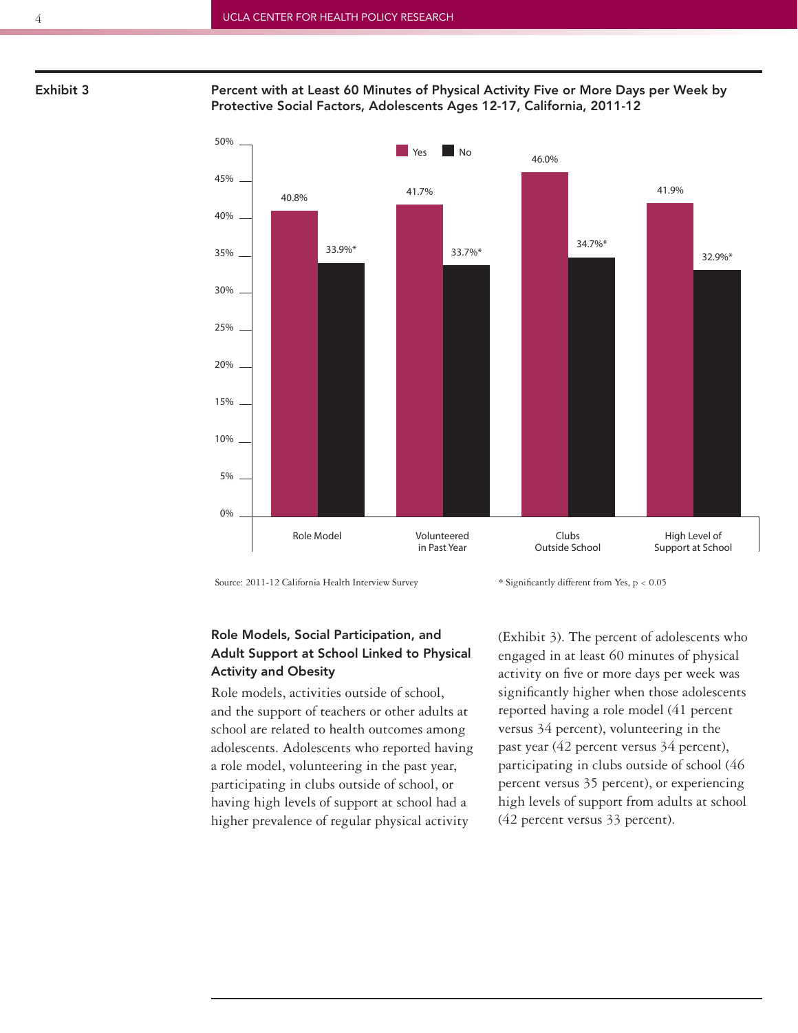Exhibit 3

**Percent with at Least 60 Minutes of Physical Activity Five or More Days per Week by Protective Social Factors, Adolescents Ages 12-17, California, 2011-12**

Yes No

50%
45%
40%
35%
30%
25%
20%
15%
10%
5%
0%

Role Model: 40.8% 33.9%*
Volunteered in Past Year: 41.7% 33.7%*
Clubs Outside School: 46.0% 34.7%*
High Level of Support at School: 41.9% 32.9%*

Source: 2011-12 California Health Interview Survey

* Significantly different from Yes, $p < 0.05$

### Role Models, Social Participation, and Adult Support at School Linked to Physical Activity and Obesity

Role models, activities outside of school, and the support of teachers or other adults at school are related to health outcomes among adolescents. Adolescents who reported having a role model, volunteering in the past year, participating in clubs outside of school, or having high levels of support at school had a higher prevalence of regular physical activity (Exhibit 3). The percent of adolescents who engaged in at least 60 minutes of physical activity on five or more days per week was significantly higher when those adolescents reported having a role model (41 percent versus 34 percent), volunteering in the past year (42 percent versus 34 percent), participating in clubs outside of school (46 percent versus 35 percent), or experiencing high levels of support from adults at school (42 percent versus 33 percent).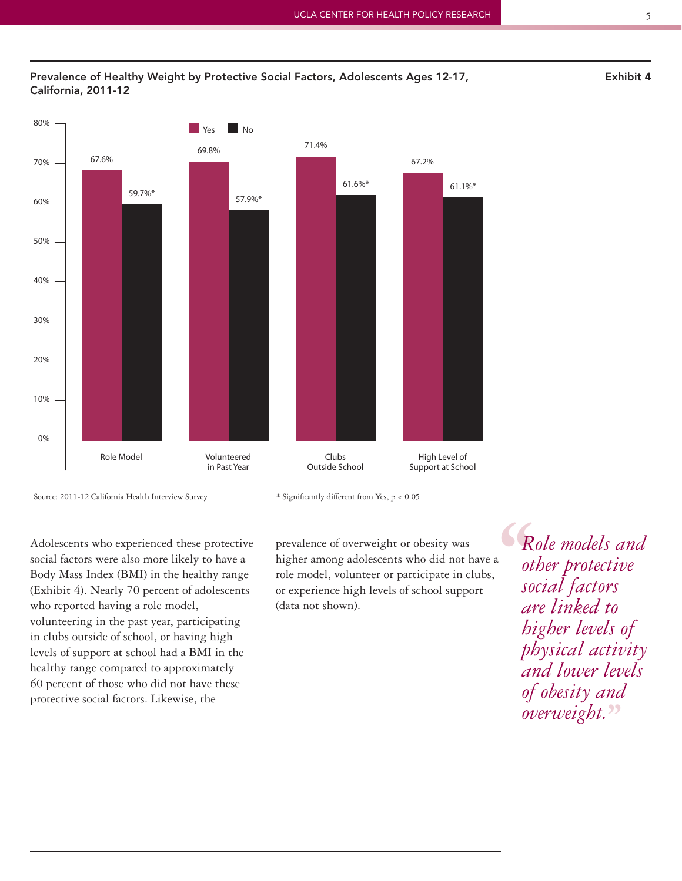**Prevalence of Healthy Weight by Protective Social Factors, Adolescents Ages 12-17, California, 2011-12**

**Exhibit 4**

80%
70%
60%
50%
40%
30%
20%
10%
0%

Yes
No

67.6%
59.7%*
69.8%
57.9%*
71.4%
61.6%*
67.2%
61.1%*

Role Model
Volunteered in Past Year
Clubs Outside School
High Level of Support at School

Source: 2011-12 California Health Interview Survey

* Significantly different from Yes, $p < 0.05$

Adolescents who experienced these protective social factors were also more likely to have a Body Mass Index (BMI) in the healthy range (Exhibit 4). Nearly 70 percent of adolescents who reported having a role model, volunteering in the past year, participating in clubs outside of school, or having high levels of support at school had a BMI in the healthy range compared to approximately 60 percent of those who did not have these protective social factors. Likewise, the prevalence of overweight or obesity was higher among adolescents who did not have a role model, volunteer or participate in clubs, or experience high levels of school support (data not shown).

> *"Role models and other protective social factors are linked to higher levels of physical activity and lower levels of obesity and overweight."*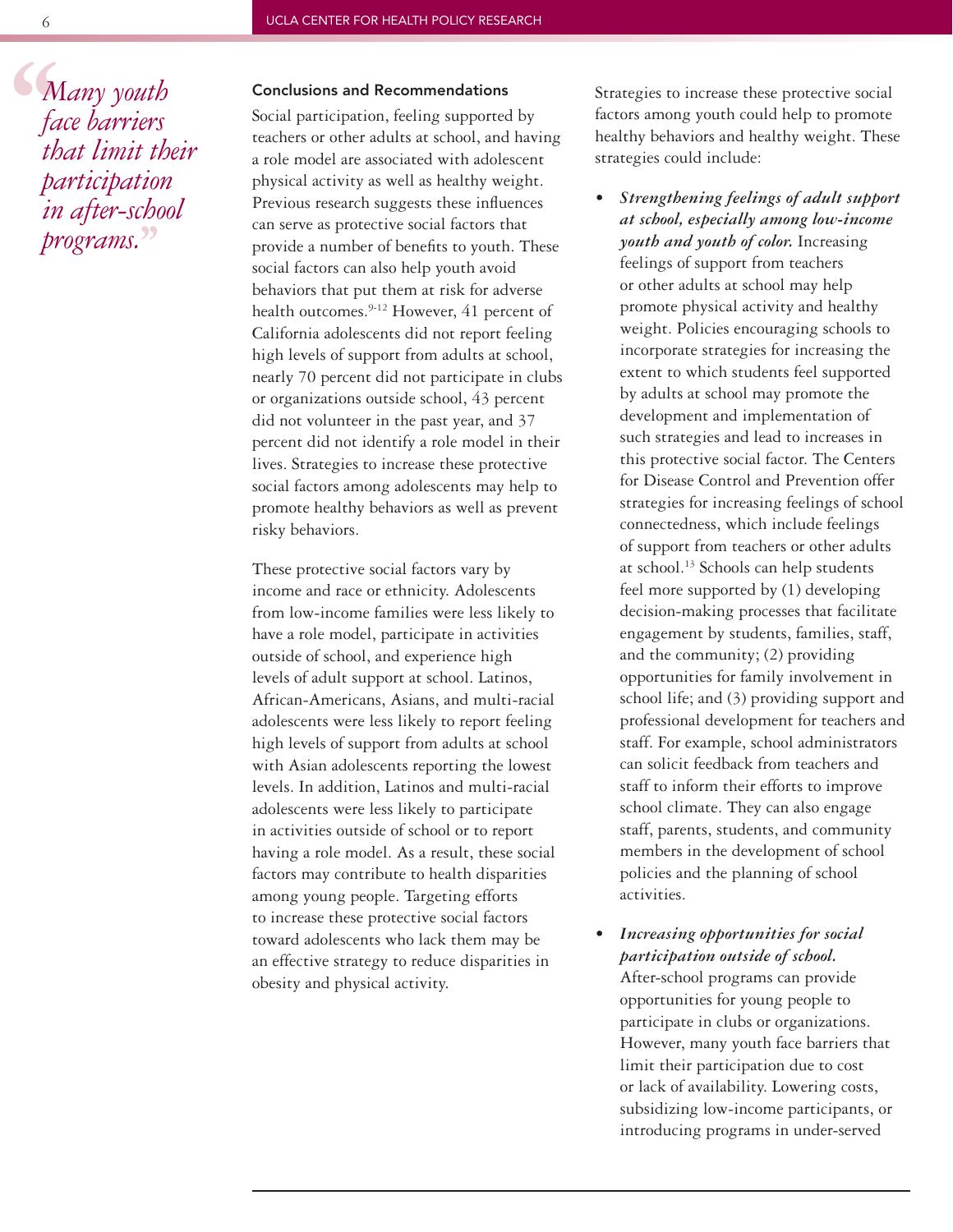> *"Many youth face barriers that limit their participation in after-school programs."*

## Conclusions and Recommendations

Social participation, feeling supported by teachers or other adults at school, and having a role model are associated with adolescent physical activity as well as healthy weight. Previous research suggests these influences can serve as protective social factors that provide a number of benefits to youth. These social factors can also help youth avoid behaviors that put them at risk for adverse health outcomes.[9-12] However, 41 percent of California adolescents did not report feeling high levels of support from adults at school, nearly 70 percent did not participate in clubs or organizations outside school, 43 percent did not volunteer in the past year, and 37 percent did not identify a role model in their lives. Strategies to increase these protective social factors among adolescents may help to promote healthy behaviors as well as prevent risky behaviors.

These protective social factors vary by income and race or ethnicity. Adolescents from low-income families were less likely to have a role model, participate in activities outside of school, and experience high levels of adult support at school. Latinos, African-Americans, Asians, and multi-racial adolescents were less likely to report feeling high levels of support from adults at school with Asian adolescents reporting the lowest levels. In addition, Latinos and multi-racial adolescents were less likely to participate in activities outside of school or to report having a role model. As a result, these social factors may contribute to health disparities among young people. Targeting efforts to increase these protective social factors toward adolescents who lack them may be an effective strategy to reduce disparities in obesity and physical activity.

Strategies to increase these protective social factors among youth could help to promote healthy behaviors and healthy weight. These strategies could include:

- ***Strengthening feelings of adult support at school, especially among low-income youth and youth of color.*** Increasing feelings of support from teachers or other adults at school may help promote physical activity and healthy weight. Policies encouraging schools to incorporate strategies for increasing the extent to which students feel supported by adults at school may promote the development and implementation of such strategies and lead to increases in this protective social factor. The Centers for Disease Control and Prevention offer strategies for increasing feelings of school connectedness, which include feelings of support from teachers or other adults at school.[13] Schools can help students feel more supported by (1) developing decision-making processes that facilitate engagement by students, families, staff, and the community; (2) providing opportunities for family involvement in school life; and (3) providing support and professional development for teachers and staff. For example, school administrators can solicit feedback from teachers and staff to inform their efforts to improve school climate. They can also engage staff, parents, students, and community members in the development of school policies and the planning of school activities.

- ***Increasing opportunities for social participation outside of school.*** After-school programs can provide opportunities for young people to participate in clubs or organizations. However, many youth face barriers that limit their participation due to cost or lack of availability. Lowering costs, subsidizing low-income participants, or introducing programs in under-served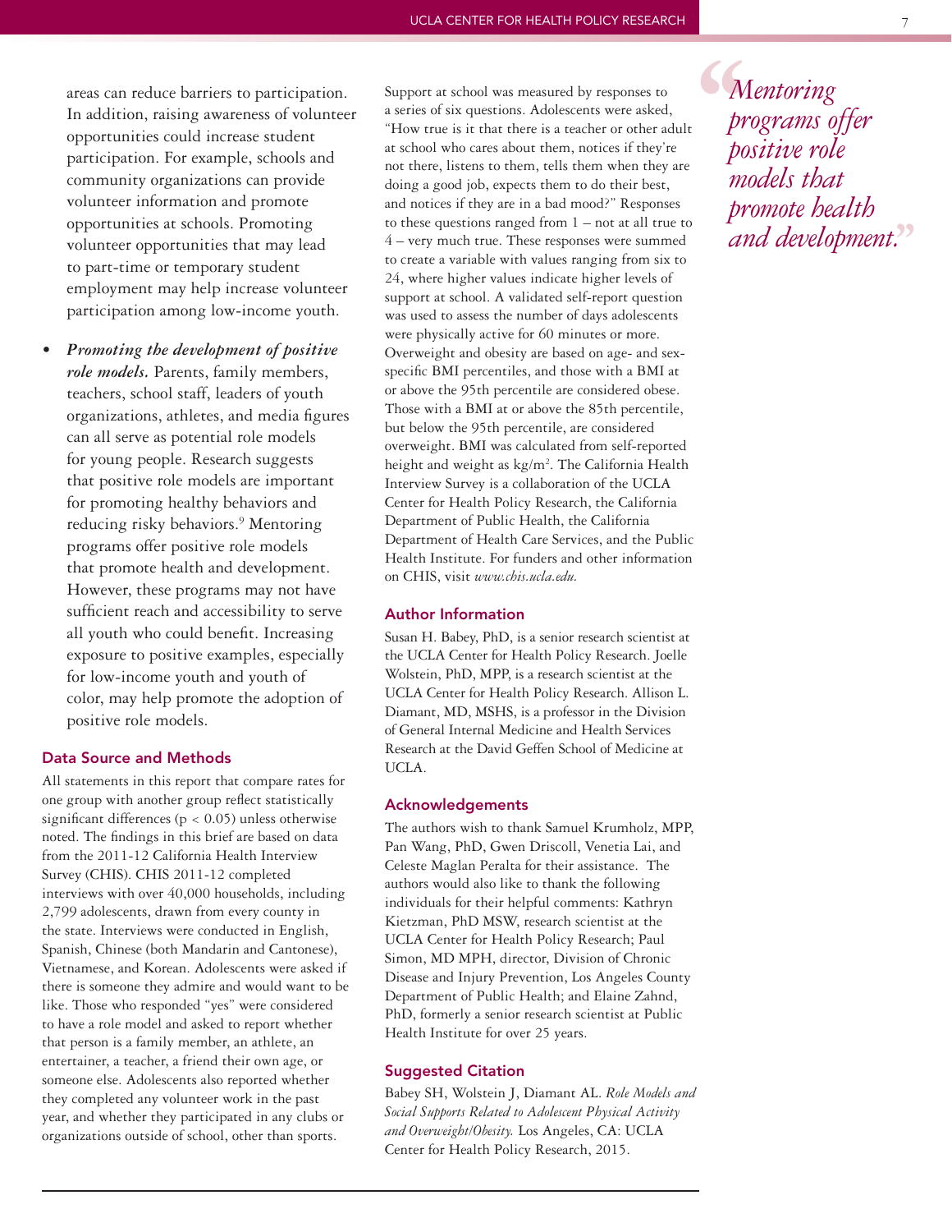areas can reduce barriers to participation. In addition, raising awareness of volunteer opportunities could increase student participation. For example, schools and community organizations can provide volunteer information and promote opportunities at schools. Promoting volunteer opportunities that may lead to part-time or temporary student employment may help increase volunteer participation among low-income youth.

- ***Promoting the development of positive role models.*** Parents, family members, teachers, school staff, leaders of youth organizations, athletes, and media figures can all serve as potential role models for young people. Research suggests that positive role models are important for promoting healthy behaviors and reducing risky behaviors.[9] Mentoring programs offer positive role models that promote health and development. However, these programs may not have sufficient reach and accessibility to serve all youth who could benefit. Increasing exposure to positive examples, especially for low-income youth and youth of color, may help promote the adoption of positive role models.

## Data Source and Methods

All statements in this report that compare rates for one group with another group reflect statistically significant differences ($p < 0.05$) unless otherwise noted. The findings in this brief are based on data from the 2011-12 California Health Interview Survey (CHIS). CHIS 2011-12 completed interviews with over 40,000 households, including 2,799 adolescents, drawn from every county in the state. Interviews were conducted in English, Spanish, Chinese (both Mandarin and Cantonese), Vietnamese, and Korean. Adolescents were asked if there is someone they admire and would want to be like. Those who responded "yes" were considered to have a role model and asked to report whether that person is a family member, an athlete, an entertainer, a teacher, a friend their own age, or someone else. Adolescents also reported whether they completed any volunteer work in the past year, and whether they participated in any clubs or organizations outside of school, other than sports. Support at school was measured by responses to a series of six questions. Adolescents were asked, "How true is it that there is a teacher or other adult at school who cares about them, notices if they're not there, listens to them, tells them when they are doing a good job, expects them to do their best, and notices if they are in a bad mood?" Responses to these questions ranged from 1 – not at all true to 4 – very much true. These responses were summed to create a variable with values ranging from six to 24, where higher values indicate higher levels of support at school. A validated self-report question was used to assess the number of days adolescents were physically active for 60 minutes or more. Overweight and obesity are based on age- and sex-specific BMI percentiles, and those with a BMI at or above the 95th percentile are considered obese. Those with a BMI at or above the 85th percentile, but below the 95th percentile, are considered overweight. BMI was calculated from self-reported height and weight as $kg/m^2$. The California Health Interview Survey is a collaboration of the UCLA Center for Health Policy Research, the California Department of Public Health, the California Department of Health Care Services, and the Public Health Institute. For funders and other information on CHIS, visit *www.chis.ucla.edu.*

## Author Information

Susan H. Babey, PhD, is a senior research scientist at the UCLA Center for Health Policy Research. Joelle Wolstein, PhD, MPP, is a research scientist at the UCLA Center for Health Policy Research. Allison L. Diamant, MD, MSHS, is a professor in the Division of General Internal Medicine and Health Services Research at the David Geffen School of Medicine at UCLA.

## Acknowledgements

The authors wish to thank Samuel Krumholz, MPP, Pan Wang, PhD, Gwen Driscoll, Venetia Lai, and Celeste Maglan Peralta for their assistance. The authors would also like to thank the following individuals for their helpful comments: Kathryn Kietzman, PhD MSW, research scientist at the UCLA Center for Health Policy Research; Paul Simon, MD MPH, director, Division of Chronic Disease and Injury Prevention, Los Angeles County Department of Public Health; and Elaine Zahnd, PhD, formerly a senior research scientist at Public Health Institute for over 25 years.

## Suggested Citation

Babey SH, Wolstein J, Diamant AL. *Role Models and Social Supports Related to Adolescent Physical Activity and Overweight/Obesity.* Los Angeles, CA: UCLA Center for Health Policy Research, 2015.

> *"Mentoring programs offer positive role models that promote health and development."*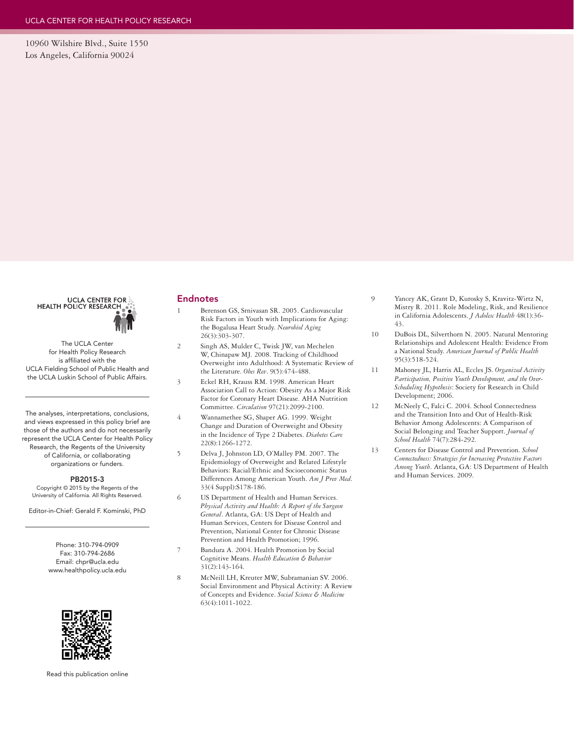10960 Wilshire Blvd., Suite 1550
Los Angeles, California 90024

UCLA CENTER FOR HEALTH POLICY RESEARCH

The UCLA Center for Health Policy Research is affiliated with the UCLA Fielding School of Public Health and the UCLA Luskin School of Public Affairs.

The analyses, interpretations, conclusions, and views expressed in this policy brief are those of the authors and do not necessarily represent the UCLA Center for Health Policy Research, the Regents of the University of California, or collaborating organizations or funders.

**PB2015-3**
Copyright © 2015 by the Regents of the University of California. All Rights Reserved.

Editor-in-Chief: Gerald F. Kominski, PhD

Phone: 310-794-0909
Fax: 310-794-2686
Email: chpr@ucla.edu
www.healthpolicy.ucla.edu

Read this publication online

## Endnotes

1. Berenson GS, Srnivasan SR. 2005. Cardiovascular Risk Factors in Youth with Implications for Aging: the Bogalusa Heart Study. *Neurobiol Aging* 26(3):303-307.
2. Singh AS, Mulder C, Twisk JW, van Mechelen W, Chinapaw MJ. 2008. Tracking of Childhood Overweight into Adulthood: A Systematic Review of the Literature. *Obes Rev*. 9(5):474-488.
3. Eckel RH, Krauss RM. 1998. American Heart Association Call to Action: Obesity As a Major Risk Factor for Coronary Heart Disease. AHA Nutrition Committee. *Circulation* 97(21):2099-2100.
4. Wannamethee SG, Shaper AG. 1999. Weight Change and Duration of Overweight and Obesity in the Incidence of Type 2 Diabetes. *Diabetes Care* 22(8):1266-1272.
5. Delva J, Johnston LD, O'Malley PM. 2007. The Epidemiology of Overweight and Related Lifestyle Behaviors: Racial/Ethnic and Socioeconomic Status Differences Among American Youth. *Am J Prev Med*. 33(4 Suppl):S178-186.
6. US Department of Health and Human Services. *Physical Activity and Health: A Report of the Surgeon General*. Atlanta, GA: US Dept of Health and Human Services, Centers for Disease Control and Prevention, National Center for Chronic Disease Prevention and Health Promotion; 1996.
7. Bandura A. 2004. Health Promotion by Social Cognitive Means. *Health Education & Behavior* 31(2):143-164.
8. McNeill LH, Kreuter MW, Subramanian SV. 2006. Social Environment and Physical Activity: A Review of Concepts and Evidence. *Social Science & Medicine* 63(4):1011-1022.
9. Yancey AK, Grant D, Kurosky S, Kravitz-Wirtz N, Mistry R. 2011. Role Modeling, Risk, and Resilience in California Adolescents. *J Adolesc Health* 48(1):36-43.
10. DuBois DL, Silverthorn N. 2005. Natural Mentoring Relationships and Adolescent Health: Evidence From a National Study. *American Journal of Public Health* 95(3):518-524.
11. Mahoney JL, Harris AL, Eccles JS. *Organized Activity Participation, Positive Youth Development, and the Over-Scheduling Hypothesis*: Society for Research in Child Development; 2006.
12. McNeely C, Falci C. 2004. School Connectedness and the Transition Into and Out of Health-Risk Behavior Among Adolescents: A Comparison of Social Belonging and Teacher Support. *Journal of School Health* 74(7):284-292.
13. Centers for Disease Control and Prevention. *School Connectedness: Strategies for Increasing Protective Factors Among Youth*. Atlanta, GA: US Department of Health and Human Services. 2009.